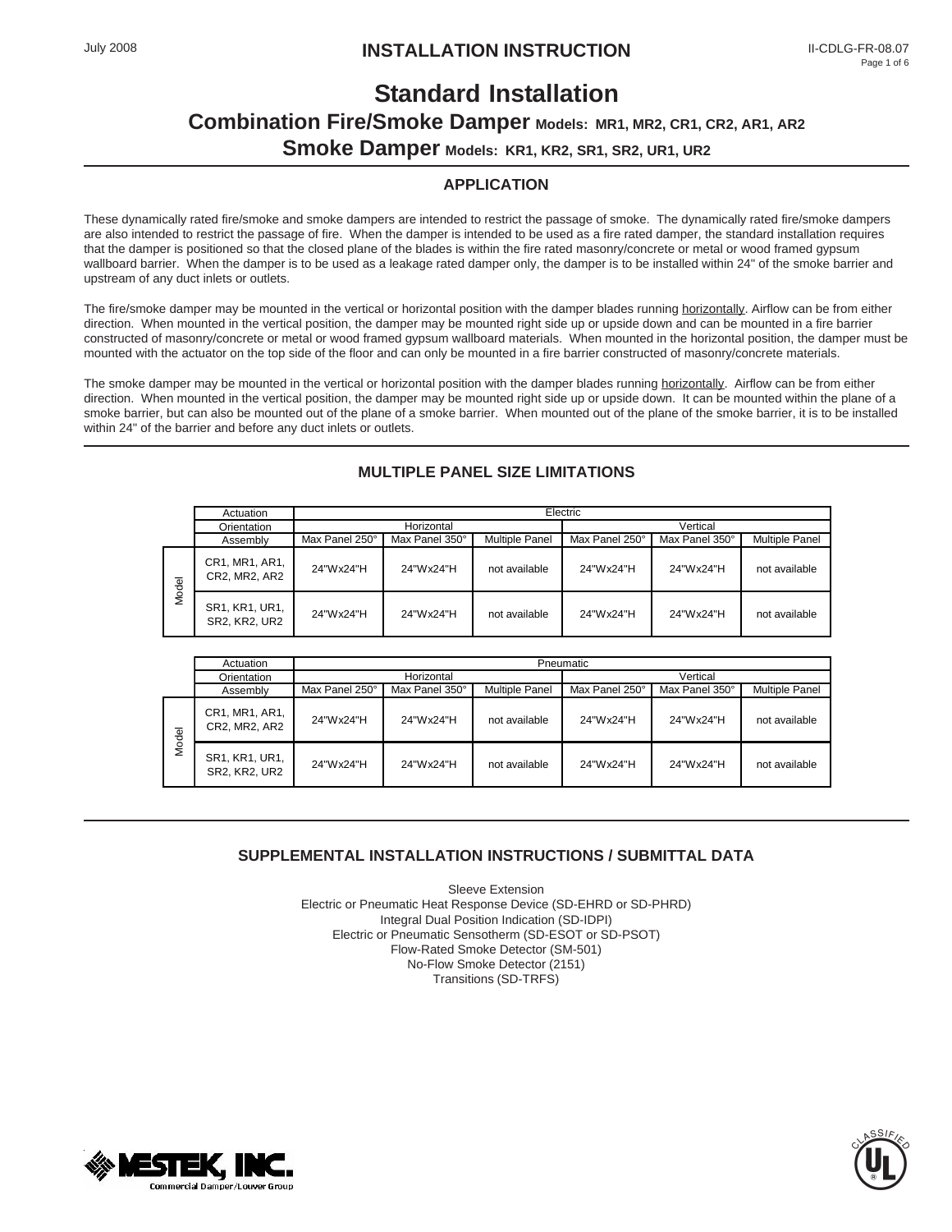July 2008

# INSTALLATION INSTRUCTION

II-CDLG-FR-08.07

# Standard Installation

## Combination Fire/Smoke Damper Models: MR1, MR2, CR1, CR2, AR1, AR2

## Smoke Damper Models: KR1, KR2, SR1, SR2, UR1, UR2

### APPLICATION

These dynamically rated fire/smoke and smoke dampers are intended to restrict the passage of smoke. The dynamically rated fire/smoke dampers are also intended to restrict the passage of fire. When the damper is intended to be used as a fire rated damper, the standard installation requires that the damper is positioned so that the closed plane of the blades is within the fire rated masonry/concrete or metal or wood framed gypsum wallboard barrier. When the damper is to be used as a leakage rated damper only, the damper is to be installed within 24" of the smoke barrier and upstream of any duct inlets or outlets.

The fire/smoke damper may be mounted in the vertical or horizontal position with the damper blades running horizontally. Airflow can be from either direction. When mounted in the vertical position, the damper may be mounted right side up or upside down and can be mounted in a fire barrier constructed of masonry/concrete or metal or wood framed gypsum wallboard materials. When mounted in the horizontal position, the damper must be mounted with the actuator on the top side of the floor and can only be mounted in a fire barrier constructed of masonry/concrete materials.

The smoke damper may be mounted in the vertical or horizontal position with the damper blades running horizontally. Airflow can be from either direction. When mounted in the vertical position, the damper may be mounted right side up or upside down. It can be mounted within the plane of a smoke barrier, but can also be mounted out of the plane of a smoke barrier. When mounted out of the plane of the smoke barrier, it is to be installed within 24" of the barrier and before any duct inlets or outlets.

### MULTIPLE PANEL SIZE LIMITATIONS

| | Actuation | Electric | | | | | |
|---|---|---|---|---|---|---|---|
| | Orientation | Horizontal | | | Vertical | | |
| | Assembly | Max Panel 250° | Max Panel 350° | Multiple Panel | Max Panel 250° | Max Panel 350° | Multiple Panel |
| Model | CR1, MR1, AR1, CR2, MR2, AR2 | 24"Wx24"H | 24"Wx24"H | not available | 24"Wx24"H | 24"Wx24"H | not available |
| Model | SR1, KR1, UR1, SR2, KR2, UR2 | 24"Wx24"H | 24"Wx24"H | not available | 24"Wx24"H | 24"Wx24"H | not available |

| | Actuation | Pneumatic | | | | | |
|---|---|---|---|---|---|---|---|
| | Orientation | Horizontal | | | Vertical | | |
| | Assembly | Max Panel 250° | Max Panel 350° | Multiple Panel | Max Panel 250° | Max Panel 350° | Multiple Panel |
| Model | CR1, MR1, AR1, CR2, MR2, AR2 | 24"Wx24"H | 24"Wx24"H | not available | 24"Wx24"H | 24"Wx24"H | not available |
| Model | SR1, KR1, UR1, SR2, KR2, UR2 | 24"Wx24"H | 24"Wx24"H | not available | 24"Wx24"H | 24"Wx24"H | not available |

### SUPPLEMENTAL INSTALLATION INSTRUCTIONS / SUBMITTAL DATA

Sleeve Extension
Electric or Pneumatic Heat Response Device (SD-EHRD or SD-PHRD)
Integral Dual Position Indication (SD-IDPI)
Electric or Pneumatic Sensotherm (SD-ESOT or SD-PSOT)
Flow-Rated Smoke Detector (SM-501)
No-Flow Smoke Detector (2151)
Transitions (SD-TRFS)

MESTEK, INC. Commercial Damper/Louver Group

UL CLASSIFIED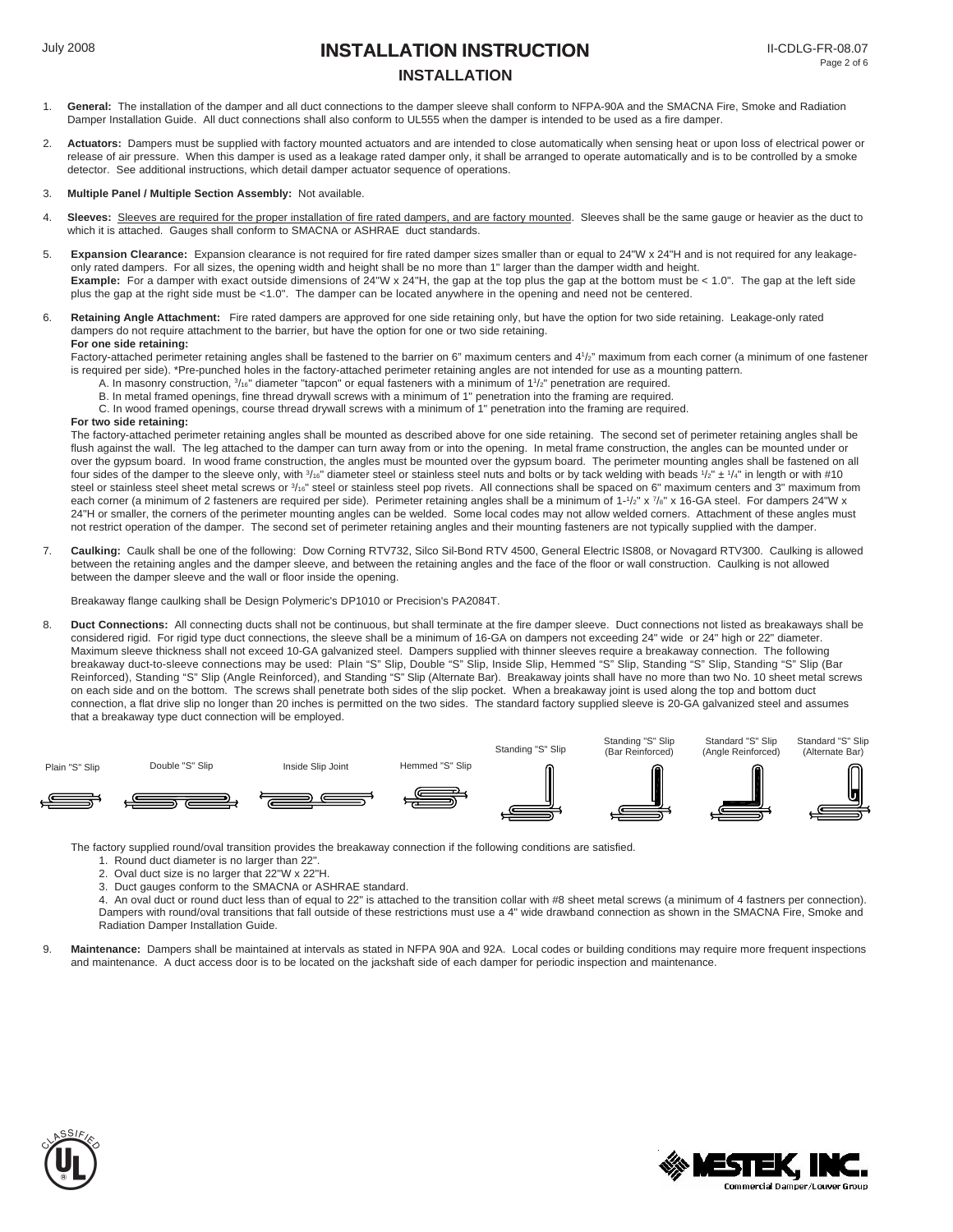# INSTALLATION INSTRUCTION

## INSTALLATION

1. **General:** The installation of the damper and all duct connections to the damper sleeve shall conform to NFPA-90A and the SMACNA Fire, Smoke and Radiation Damper Installation Guide. All duct connections shall also conform to UL555 when the damper is intended to be used as a fire damper.

2. **Actuators:** Dampers must be supplied with factory mounted actuators and are intended to close automatically when sensing heat or upon loss of electrical power or release of air pressure. When this damper is used as a leakage rated damper only, it shall be arranged to operate automatically and is to be controlled by a smoke detector. See additional instructions, which detail damper actuator sequence of operations.

3. **Multiple Panel / Multiple Section Assembly:** Not available.

4. **Sleeves:** Sleeves are required for the proper installation of fire rated dampers, and are factory mounted. Sleeves shall be the same gauge or heavier as the duct to which it is attached. Gauges shall conform to SMACNA or ASHRAE duct standards.

5. **Expansion Clearance:** Expansion clearance is not required for fire rated damper sizes smaller than or equal to 24"W x 24"H and is not required for any leakage-only rated dampers. For all sizes, the opening width and height shall be no more than 1" larger than the damper width and height.
   **Example:** For a damper with exact outside dimensions of 24"W x 24"H, the gap at the top plus the gap at the bottom must be < 1.0". The gap at the left side plus the gap at the right side must be <1.0". The damper can be located anywhere in the opening and need not be centered.

6. **Retaining Angle Attachment:** Fire rated dampers are approved for one side retaining only, but have the option for two side retaining. Leakage-only rated dampers do not require attachment to the barrier, but have the option for one or two side retaining.
   **For one side retaining:**
   Factory-attached perimeter retaining angles shall be fastened to the barrier on 6" maximum centers and 4-1/2" maximum from each corner (a minimum of one fastener is required per side). *Pre-punched holes in the factory-attached perimeter retaining angles are not intended for use as a mounting pattern.
   A. In masonry construction, 3/16" diameter "tapcon" or equal fasteners with a minimum of 1-1/2" penetration are required.
   B. In metal framed openings, fine thread drywall screws with a minimum of 1" penetration into the framing are required.
   C. In wood framed openings, course thread drywall screws with a minimum of 1" penetration into the framing are required.
   **For two side retaining:**
   The factory-attached perimeter retaining angles shall be mounted as described above for one side retaining. The second set of perimeter retaining angles shall be flush against the wall. The leg attached to the damper can turn away from or into the opening. In metal frame construction, the angles can be mounted under or over the gypsum board. In wood frame construction, the angles must be mounted over the gypsum board. The perimeter mounting angles shall be fastened on all four sides of the damper to the sleeve only, with 3/16" diameter steel or stainless steel nuts and bolts or by tack welding with beads 1/2" ± 1/4" in length or with #10 steel or stainless steel sheet metal screws or 3/16" steel or stainless steel pop rivets. All connections shall be spaced on 6" maximum centers and 3" maximum from each corner (a minimum of 2 fasteners are required per side). Perimeter retaining angles shall be a minimum of 1-1/2" x 7/8" x 16-GA steel. For dampers 24"W x 24"H or smaller, the corners of the perimeter mounting angles can be welded. Some local codes may not allow welded corners. Attachment of these angles must not restrict operation of the damper. The second set of perimeter retaining angles and their mounting fasteners are not typically supplied with the damper.

7. **Caulking:** Caulk shall be one of the following: Dow Corning RTV732, Silco Sil-Bond RTV 4500, General Electric IS808, or Novagard RTV300. Caulking is allowed between the retaining angles and the damper sleeve, and between the retaining angles and the face of the floor or wall construction. Caulking is not allowed between the damper sleeve and the wall or floor inside the opening.

   Breakaway flange caulking shall be Design Polymeric's DP1010 or Precision's PA2084T.

8. **Duct Connections:** All connecting ducts shall not be continuous, but shall terminate at the fire damper sleeve. Duct connections not listed as breakaways shall be considered rigid. For rigid type duct connections, the sleeve shall be a minimum of 16-GA on dampers not exceeding 24" wide or 24" high or 22" diameter. Maximum sleeve thickness shall not exceed 10-GA galvanized steel. Dampers supplied with thinner sleeves require a breakaway connection. The following breakaway duct-to-sleeve connections may be used: Plain "S" Slip, Double "S" Slip, Inside Slip, Hemmed "S" Slip, Standing "S" Slip, Standing "S" Slip (Bar Reinforced), Standing "S" Slip (Angle Reinforced), and Standing "S" Slip (Alternate Bar). Breakaway joints shall have no more than two No. 10 sheet metal screws on each side and on the bottom. The screws shall penetrate both sides of the slip pocket. When a breakaway joint is used along the top and bottom duct connection, a flat drive slip no longer than 20 inches is permitted on the two sides. The standard factory supplied sleeve is 20-GA galvanized steel and assumes that a breakaway type duct connection will be employed.

   Plain "S" Slip | Double "S" Slip | Inside Slip Joint | Hemmed "S" Slip | Standing "S" Slip | Standing "S" Slip (Bar Reinforced) | Standard "S" Slip (Angle Reinforced) | Standard "S" Slip (Alternate Bar)

   The factory supplied round/oval transition provides the breakaway connection if the following conditions are satisfied.
   1. Round duct diameter is no larger than 22".
   2. Oval duct size is no larger that 22"W x 22"H.
   3. Duct gauges conform to the SMACNA or ASHRAE standard.
   4. An oval duct or round duct less than of equal to 22" is attached to the transition collar with #8 sheet metal screws (a minimum of 4 fastners per connection). Dampers with round/oval transitions that fall outside of these restrictions must use a 4" wide drawband connection as shown in the SMACNA Fire, Smoke and Radiation Damper Installation Guide.

9. **Maintenance:** Dampers shall be maintained at intervals as stated in NFPA 90A and 92A. Local codes or building conditions may require more frequent inspections and maintenance. A duct access door is to be located on the jackshaft side of each damper for periodic inspection and maintenance.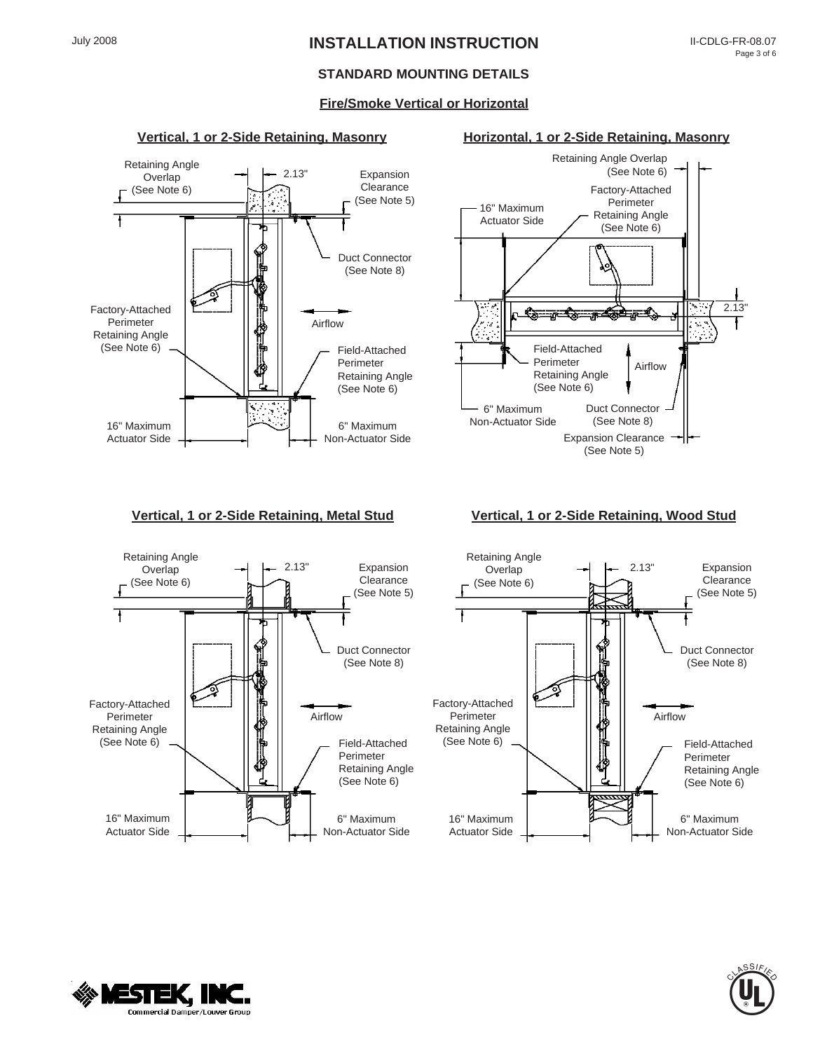# INSTALLATION INSTRUCTION

## STANDARD MOUNTING DETAILS

### Fire/Smoke Vertical or Horizontal

#### Vertical, 1 or 2-Side Retaining, Masonry

Retaining Angle Overlap (See Note 6)

2.13"

Expansion Clearance (See Note 5)

Duct Connector (See Note 8)

Factory-Attached Perimeter Retaining Angle (See Note 6)

Airflow

Field-Attached Perimeter Retaining Angle (See Note 6)

16" Maximum Actuator Side

6" Maximum Non-Actuator Side

#### Horizontal, 1 or 2-Side Retaining, Masonry

Retaining Angle Overlap (See Note 6)

Factory-Attached Perimeter Retaining Angle (See Note 6)

16" Maximum Actuator Side

2.13"

Field-Attached Perimeter Retaining Angle (See Note 6)

Airflow

6" Maximum Non-Actuator Side

Duct Connector (See Note 8)

Expansion Clearance (See Note 5)

#### Vertical, 1 or 2-Side Retaining, Metal Stud

Retaining Angle Overlap (See Note 6)

2.13"

Expansion Clearance (See Note 5)

Duct Connector (See Note 8)

Factory-Attached Perimeter Retaining Angle (See Note 6)

Airflow

Field-Attached Perimeter Retaining Angle (See Note 6)

16" Maximum Actuator Side

6" Maximum Non-Actuator Side

#### Vertical, 1 or 2-Side Retaining, Wood Stud

Retaining Angle Overlap (See Note 6)

2.13"

Expansion Clearance (See Note 5)

Duct Connector (See Note 8)

Factory-Attached Perimeter Retaining Angle (See Note 6)

Airflow

Field-Attached Perimeter Retaining Angle (See Note 6)

16" Maximum Actuator Side

6" Maximum Non-Actuator Side

MESTEK, INC. Commercial Damper/Louver Group

UL CLASSIFIED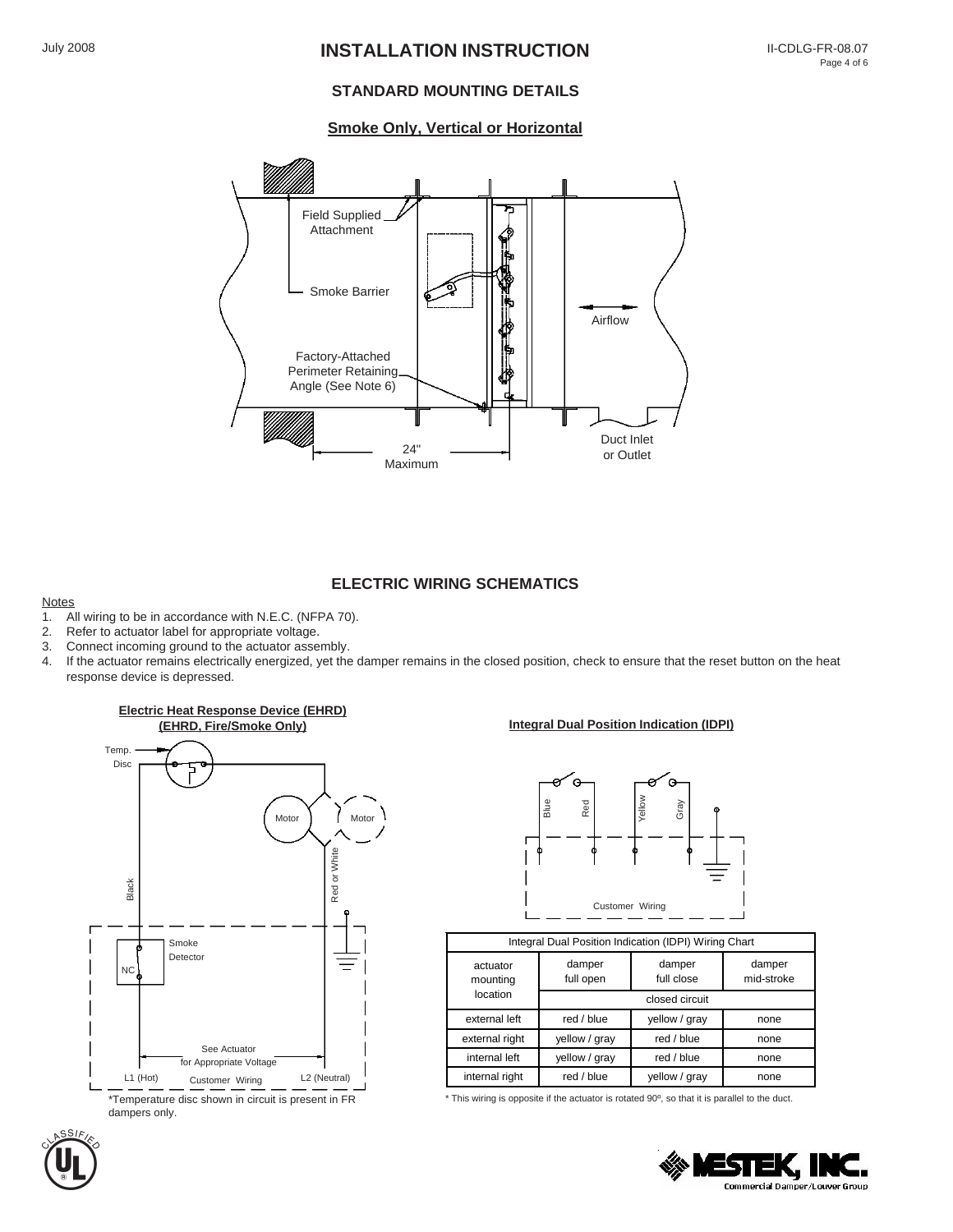## STANDARD MOUNTING DETAILS

### Smoke Only, Vertical or Horizontal

Field Supplied Attachment

Smoke Barrier

Factory-Attached Perimeter Retaining Angle (See Note 6)

Airflow

Duct Inlet or Outlet

24" Maximum

## ELECTRIC WIRING SCHEMATICS

Notes

1. All wiring to be in accordance with N.E.C. (NFPA 70).
2. Refer to actuator label for appropriate voltage.
3. Connect incoming ground to the actuator assembly.
4. If the actuator remains electrically energized, yet the damper remains in the closed position, check to ensure that the reset button on the heat response device is depressed.

**Electric Heat Response Device (EHRD)**
**(EHRD, Fire/Smoke Only)**

Temp. Disc

Motor

Motor

Black

Red or White

Smoke Detector

NC

See Actuator for Appropriate Voltage

L1 (Hot) Customer Wiring L2 (Neutral)

*Temperature disc shown in circuit is present in FR dampers only.

**Integral Dual Position Indication (IDPI)**

Blue Red Yellow Gray

Customer Wiring

| Integral Dual Position Indication (IDPI) Wiring Chart | | | |
|---|---|---|---|
| actuator mounting location | damper full open | damper full close | damper mid-stroke |
| | closed circuit | | |
| external left | red / blue | yellow / gray | none |
| external right | yellow / gray | red / blue | none |
| internal left | yellow / gray | red / blue | none |
| internal right | red / blue | yellow / gray | none |

* This wiring is opposite if the actuator is rotated 90º, so that it is parallel to the duct.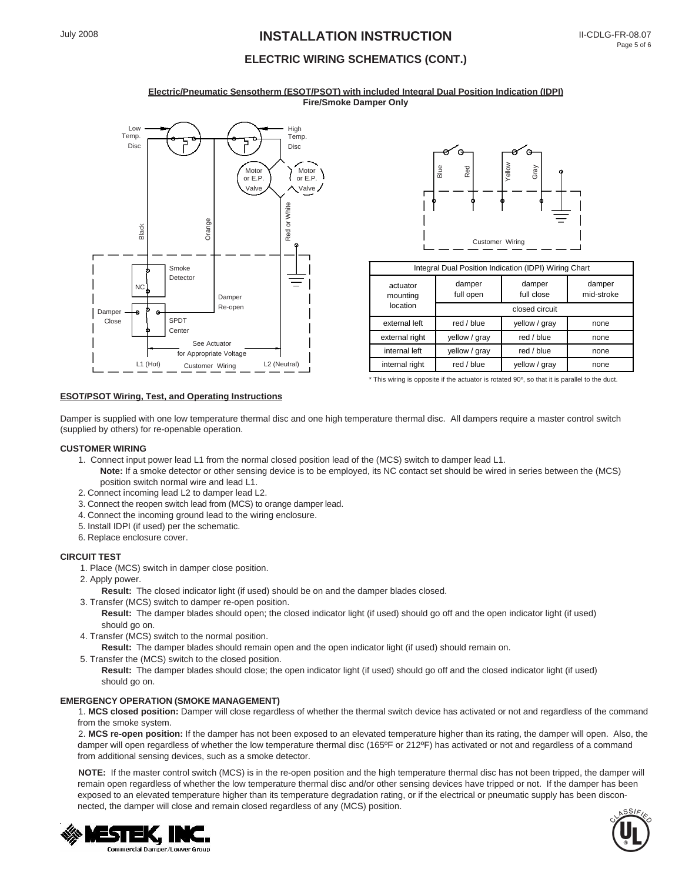## INSTALLATION INSTRUCTION

### ELECTRIC WIRING SCHEMATICS (CONT.)

**Electric/Pneumatic Sensotherm (ESOT/PSOT) with included Integral Dual Position Indication (IDPI)**
**Fire/Smoke Damper Only**

| Integral Dual Position Indication (IDPI) Wiring Chart | | | |
|---|---|---|---|
| actuator mounting location | damper full open | damper full close | damper mid-stroke |
| | closed circuit | | |
| external left | red / blue | yellow / gray | none |
| external right | yellow / gray | red / blue | none |
| internal left | yellow / gray | red / blue | none |
| internal right | red / blue | yellow / gray | none |

* This wiring is opposite if the actuator is rotated 90º, so that it is parallel to the duct.

**ESOT/PSOT Wiring, Test, and Operating Instructions**

Damper is supplied with one low temperature thermal disc and one high temperature thermal disc. All dampers require a master control switch (supplied by others) for re-openable operation.

**CUSTOMER WIRING**

1. Connect input power lead L1 from the normal closed position lead of the (MCS) switch to damper lead L1.
   **Note:** If a smoke detector or other sensing device is to be employed, its NC contact set should be wired in series between the (MCS) position switch normal wire and lead L1.
2. Connect incoming lead L2 to damper lead L2.
3. Connect the reopen switch lead from (MCS) to orange damper lead.
4. Connect the incoming ground lead to the wiring enclosure.
5. Install IDPI (if used) per the schematic.
6. Replace enclosure cover.

**CIRCUIT TEST**

1. Place (MCS) switch in damper close position.
2. Apply power.
   **Result:** The closed indicator light (if used) should be on and the damper blades closed.
3. Transfer (MCS) switch to damper re-open position.
   **Result:** The damper blades should open; the closed indicator light (if used) should go off and the open indicator light (if used) should go on.
4. Transfer (MCS) switch to the normal position.
   **Result:** The damper blades should remain open and the open indicator light (if used) should remain on.
5. Transfer the (MCS) switch to the closed position.
   **Result:** The damper blades should close; the open indicator light (if used) should go off and the closed indicator light (if used) should go on.

**EMERGENCY OPERATION (SMOKE MANAGEMENT)**

1. **MCS closed position:** Damper will close regardless of whether the thermal switch device has activated or not and regardless of the command from the smoke system.

2. **MCS re-open position:** If the damper has not been exposed to an elevated temperature higher than its rating, the damper will open. Also, the damper will open regardless of whether the low temperature thermal disc (165ºF or 212ºF) has activated or not and regardless of a command from additional sensing devices, such as a smoke detector.

**NOTE:** If the master control switch (MCS) is in the re-open position and the high temperature thermal disc has not been tripped, the damper will remain open regardless of whether the low temperature thermal disc and/or other sensing devices have tripped or not. If the damper has been exposed to an elevated temperature higher than its temperature degradation rating, or if the electrical or pneumatic supply has been disconnected, the damper will close and remain closed regardless of any (MCS) position.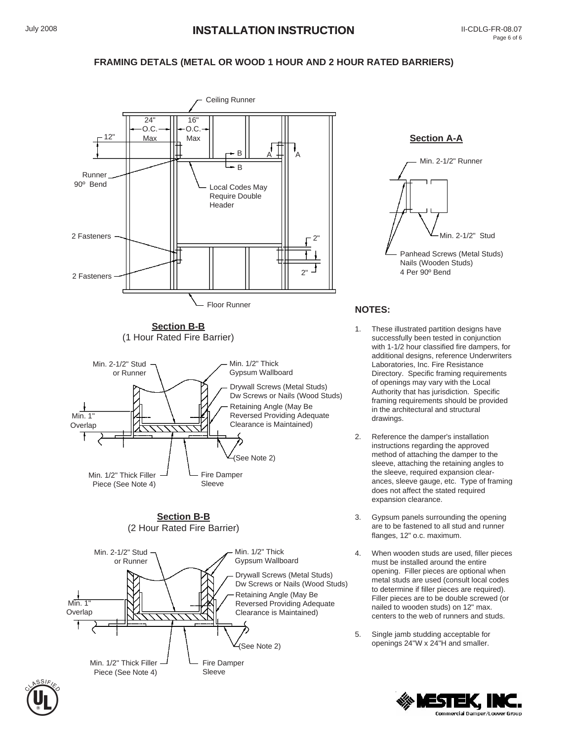## FRAMING DETALS (METAL OR WOOD 1 HOUR AND 2 HOUR RATED BARRIERS)

Ceiling Runner

24" O.C. Max

16" O.C. Max

12"

Runner 90º Bend

B

B

A

A

Local Codes May Require Double Header

2 Fasteners

2 Fasteners

2"

2"

Floor Runner

**Section A-A**

Min. 2-1/2" Runner

Min. 2-1/2" Stud

Panhead Screws (Metal Studs)
Nails (Wooden Studs)
4 Per 90º Bend

**Section B-B**
(1 Hour Rated Fire Barrier)

Min. 2-1/2" Stud or Runner

Min. 1/2" Thick Gypsum Wallboard

Drywall Screws (Metal Studs)
Dw Screws or Nails (Wood Studs)

Retaining Angle (May Be Reversed Providing Adequate Clearance is Maintained)

Min. 1" Overlap

(See Note 2)

Min. 1/2" Thick Filler Piece (See Note 4)

Fire Damper Sleeve

**Section B-B**
(2 Hour Rated Fire Barrier)

Min. 2-1/2" Stud or Runner

Min. 1/2" Thick Gypsum Wallboard

Drywall Screws (Metal Studs)
Dw Screws or Nails (Wood Studs)

Retaining Angle (May Be Reversed Providing Adequate Clearance is Maintained)

Min. 1" Overlap

(See Note 2)

Min. 1/2" Thick Filler Piece (See Note 4)

Fire Damper Sleeve

### NOTES:

1. These illustrated partition designs have successfully been tested in conjunction with 1-1/2 hour classified fire dampers, for additional designs, reference Underwriters Laboratories, Inc. Fire Resistance Directory. Specific framing requirements of openings may vary with the Local Authority that has jurisdiction. Specific framing requirements should be provided in the architectural and structural drawings.

2. Reference the damper's installation instructions regarding the approved method of attaching the damper to the sleeve, attaching the retaining angles to the sleeve, required expansion clearances, sleeve gauge, etc. Type of framing does not affect the stated required expansion clearance.

3. Gypsum panels surrounding the opening are to be fastened to all stud and runner flanges, 12" o.c. maximum.

4. When wooden studs are used, filler pieces must be installed around the entire opening. Filler pieces are optional when metal studs are used (consult local codes to determine if filler pieces are required). Filler pieces are to be double screwed (or nailed to wooden studs) on 12" max. centers to the web of runners and studs.

5. Single jamb studding acceptable for openings 24"W x 24"H and smaller.

MESTEK, INC.
Commercial Damper/Louver Group